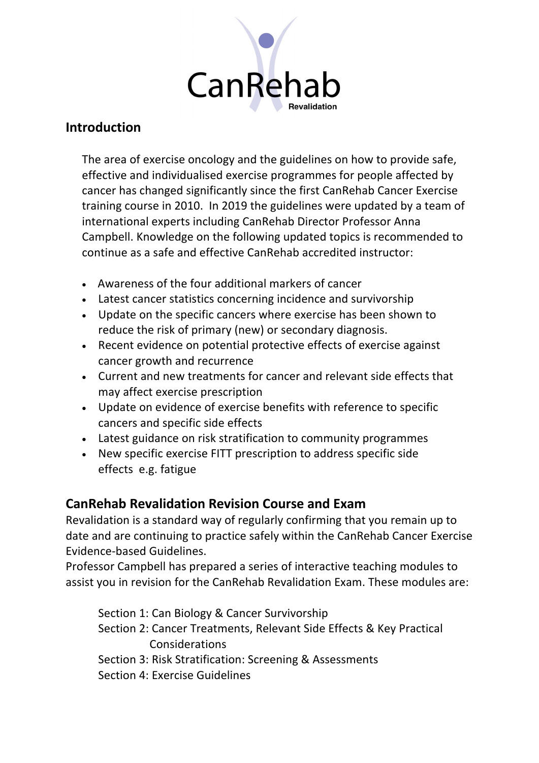CanRehab

Revalidation

## Introduction

The area of exercise oncology and the guidelines on how to provide safe, effective and individualised exercise programmes for people affected by cancer has changed significantly since the first CanRehab Cancer Exercise training course in 2010. In 2019 the guidelines were updated by a team of international experts including CanRehab Director Professor Anna Campbell. Knowledge on the following updated topics is recommended to continue as a safe and effective CanRehab accredited instructor:

- Awareness of the four additional markers of cancer
- Latest cancer statistics concerning incidence and survivorship
- Update on the specific cancers where exercise has been shown to reduce the risk of primary (new) or secondary diagnosis.
- Recent evidence on potential protective effects of exercise against cancer growth and recurrence
- Current and new treatments for cancer and relevant side effects that may affect exercise prescription
- Update on evidence of exercise benefits with reference to specific cancers and specific side effects
- Latest guidance on risk stratification to community programmes
- New specific exercise FITT prescription to address specific side effects e.g. fatigue

## CanRehab Revalidation Revision Course and Exam

Revalidation is a standard way of regularly confirming that you remain up to date and are continuing to practice safely within the CanRehab Cancer Exercise Evidence-based Guidelines.

Professor Campbell has prepared a series of interactive teaching modules to assist you in revision for the CanRehab Revalidation Exam. These modules are:

Section 1: Can Biology & Cancer Survivorship
Section 2: Cancer Treatments, Relevant Side Effects & Key Practical Considerations
Section 3: Risk Stratification: Screening & Assessments
Section 4: Exercise Guidelines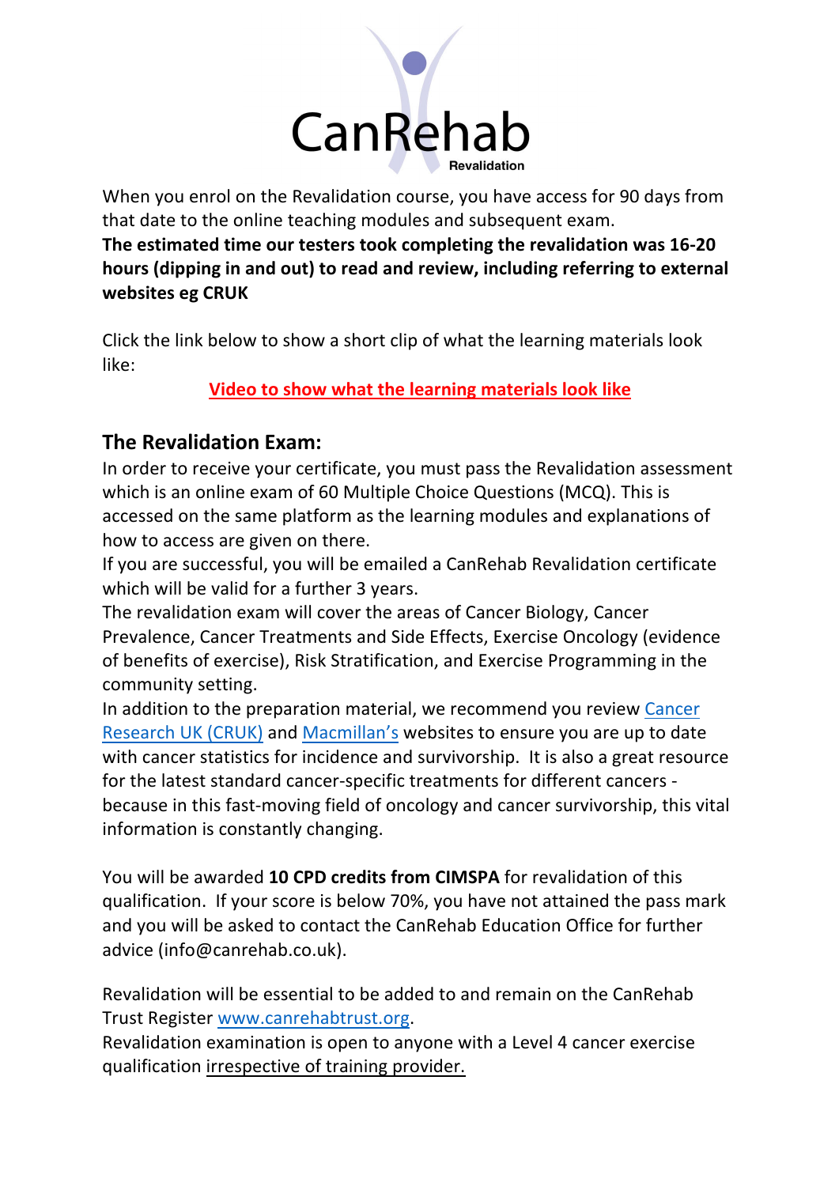CanRehab

Revalidation

When you enrol on the Revalidation course, you have access for 90 days from that date to the online teaching modules and subsequent exam.

**The estimated time our testers took completing the revalidation was 16-20 hours (dipping in and out) to read and review, including referring to external websites eg CRUK**

Click the link below to show a short clip of what the learning materials look like:

**Video to show what the learning materials look like**

## The Revalidation Exam:

In order to receive your certificate, you must pass the Revalidation assessment which is an online exam of 60 Multiple Choice Questions (MCQ). This is accessed on the same platform as the learning modules and explanations of how to access are given on there.

If you are successful, you will be emailed a CanRehab Revalidation certificate which will be valid for a further 3 years.

The revalidation exam will cover the areas of Cancer Biology, Cancer Prevalence, Cancer Treatments and Side Effects, Exercise Oncology (evidence of benefits of exercise), Risk Stratification, and Exercise Programming in the community setting.

In addition to the preparation material, we recommend you review Cancer Research UK (CRUK) and Macmillan's websites to ensure you are up to date with cancer statistics for incidence and survivorship. It is also a great resource for the latest standard cancer-specific treatments for different cancers - because in this fast-moving field of oncology and cancer survivorship, this vital information is constantly changing.

You will be awarded **10 CPD credits from CIMSPA** for revalidation of this qualification. If your score is below 70%, you have not attained the pass mark and you will be asked to contact the CanRehab Education Office for further advice (info@canrehab.co.uk).

Revalidation will be essential to be added to and remain on the CanRehab Trust Register www.canrehabtrust.org.

Revalidation examination is open to anyone with a Level 4 cancer exercise qualification irrespective of training provider.